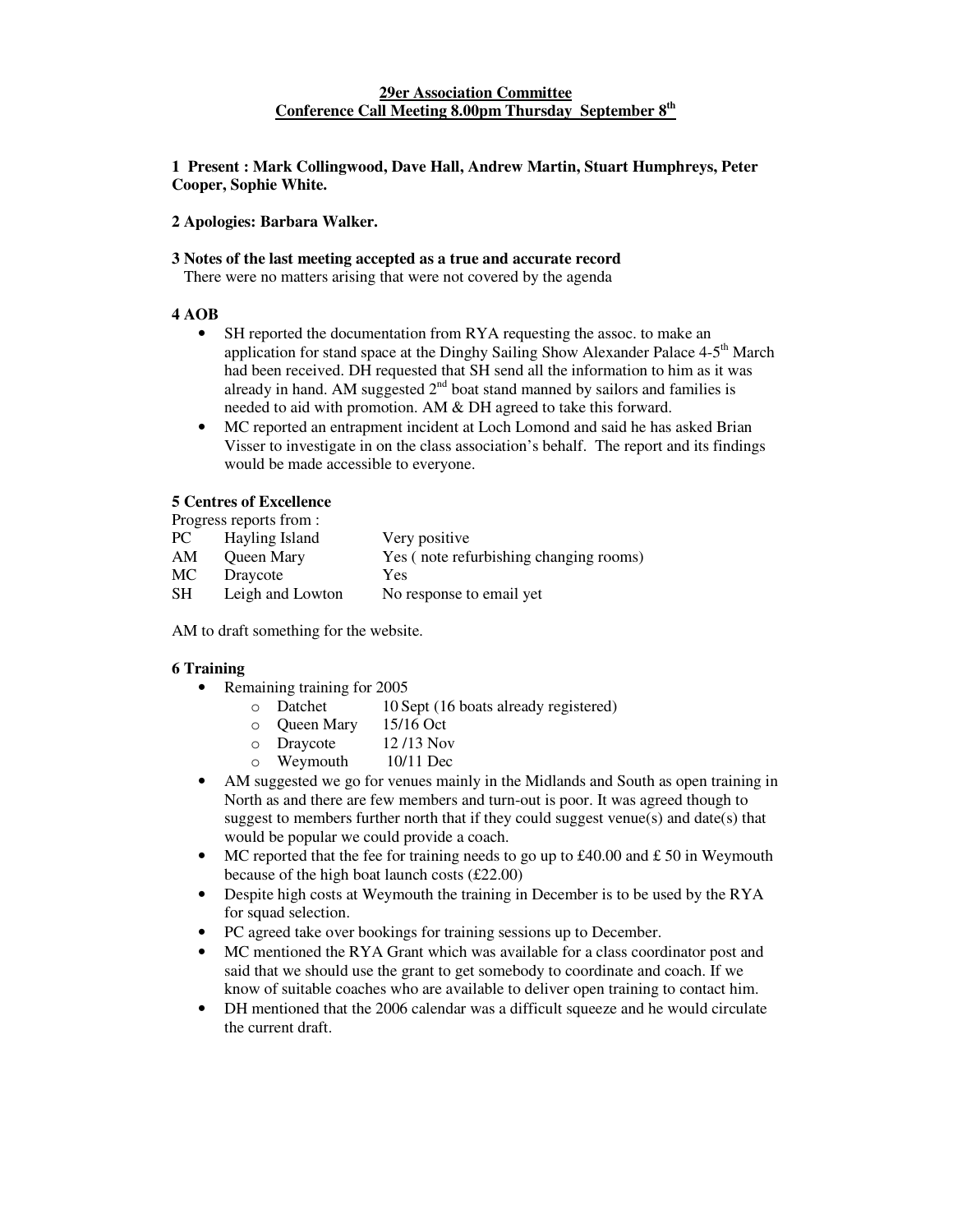# 29er Association Committee
## Conference Call Meeting 8.00pm Thursday September 8th

**1 Present : Mark Collingwood, Dave Hall, Andrew Martin, Stuart Humphreys, Peter Cooper, Sophie White.**

**2 Apologies: Barbara Walker.**

**3 Notes of the last meeting accepted as a true and accurate record**

There were no matters arising that were not covered by the agenda

**4 AOB**

- SH reported the documentation from RYA requesting the assoc. to make an application for stand space at the Dinghy Sailing Show Alexander Palace 4-5th March had been received. DH requested that SH send all the information to him as it was already in hand. AM suggested 2nd boat stand manned by sailors and families is needed to aid with promotion. AM & DH agreed to take this forward.
- MC reported an entrapment incident at Loch Lomond and said he has asked Brian Visser to investigate in on the class association's behalf. The report and its findings would be made accessible to everyone.

**5 Centres of Excellence**

Progress reports from :

| | | |
|---|---|---|
| PC | Hayling Island | Very positive |
| AM | Queen Mary | Yes ( note refurbishing changing rooms) |
| MC | Draycote | Yes |
| SH | Leigh and Lowton | No response to email yet |

AM to draft something for the website.

**6 Training**

- Remaining training for 2005
  - Datchet 10 Sept (16 boats already registered)
  - Queen Mary 15/16 Oct
  - Draycote 12 /13 Nov
  - Weymouth 10/11 Dec
- AM suggested we go for venues mainly in the Midlands and South as open training in North as and there are few members and turn-out is poor. It was agreed though to suggest to members further north that if they could suggest venue(s) and date(s) that would be popular we could provide a coach.
- MC reported that the fee for training needs to go up to £40.00 and £ 50 in Weymouth because of the high boat launch costs (£22.00)
- Despite high costs at Weymouth the training in December is to be used by the RYA for squad selection.
- PC agreed take over bookings for training sessions up to December.
- MC mentioned the RYA Grant which was available for a class coordinator post and said that we should use the grant to get somebody to coordinate and coach. If we know of suitable coaches who are available to deliver open training to contact him.
- DH mentioned that the 2006 calendar was a difficult squeeze and he would circulate the current draft.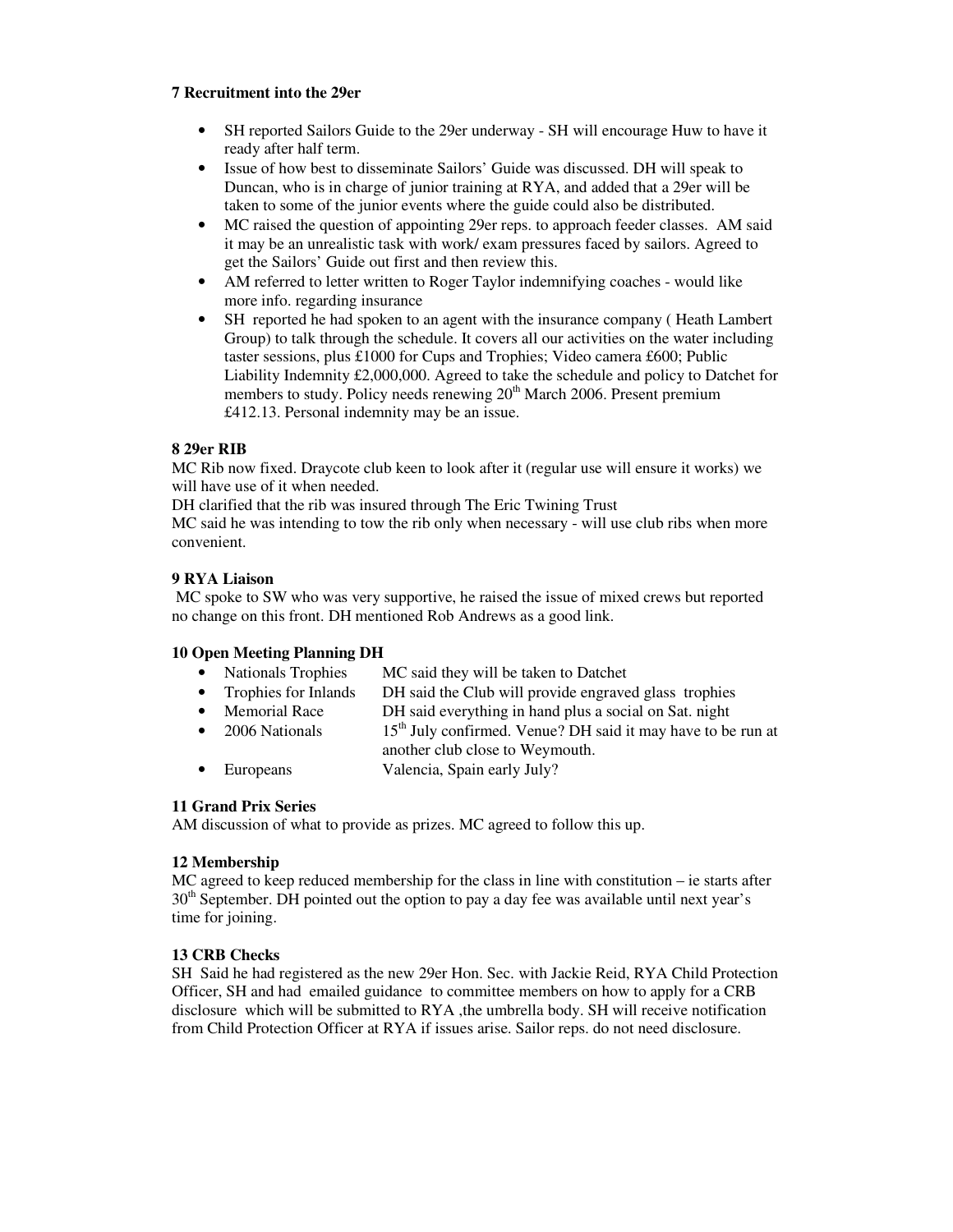**7 Recruitment into the 29er**

- SH reported Sailors Guide to the 29er underway - SH will encourage Huw to have it ready after half term.
- Issue of how best to disseminate Sailors' Guide was discussed. DH will speak to Duncan, who is in charge of junior training at RYA, and added that a 29er will be taken to some of the junior events where the guide could also be distributed.
- MC raised the question of appointing 29er reps. to approach feeder classes. AM said it may be an unrealistic task with work/ exam pressures faced by sailors. Agreed to get the Sailors' Guide out first and then review this.
- AM referred to letter written to Roger Taylor indemnifying coaches - would like more info. regarding insurance
- SH reported he had spoken to an agent with the insurance company ( Heath Lambert Group) to talk through the schedule. It covers all our activities on the water including taster sessions, plus £1000 for Cups and Trophies; Video camera £600; Public Liability Indemnity £2,000,000. Agreed to take the schedule and policy to Datchet for members to study. Policy needs renewing 20th March 2006. Present premium £412.13. Personal indemnity may be an issue.

**8 29er RIB**

MC Rib now fixed. Draycote club keen to look after it (regular use will ensure it works) we will have use of it when needed.

DH clarified that the rib was insured through The Eric Twining Trust

MC said he was intending to tow the rib only when necessary - will use club ribs when more convenient.

**9 RYA Liaison**

MC spoke to SW who was very supportive, he raised the issue of mixed crews but reported no change on this front. DH mentioned Rob Andrews as a good link.

**10 Open Meeting Planning DH**

- Nationals Trophies — MC said they will be taken to Datchet
- Trophies for Inlands — DH said the Club will provide engraved glass trophies
- Memorial Race — DH said everything in hand plus a social on Sat. night
- 2006 Nationals — 15th July confirmed. Venue? DH said it may have to be run at another club close to Weymouth.
- Europeans — Valencia, Spain early July?

**11 Grand Prix Series**

AM discussion of what to provide as prizes. MC agreed to follow this up.

**12 Membership**

MC agreed to keep reduced membership for the class in line with constitution – ie starts after 30th September. DH pointed out the option to pay a day fee was available until next year's time for joining.

**13 CRB Checks**

SH Said he had registered as the new 29er Hon. Sec. with Jackie Reid, RYA Child Protection Officer, SH and had emailed guidance to committee members on how to apply for a CRB disclosure which will be submitted to RYA ,the umbrella body. SH will receive notification from Child Protection Officer at RYA if issues arise. Sailor reps. do not need disclosure.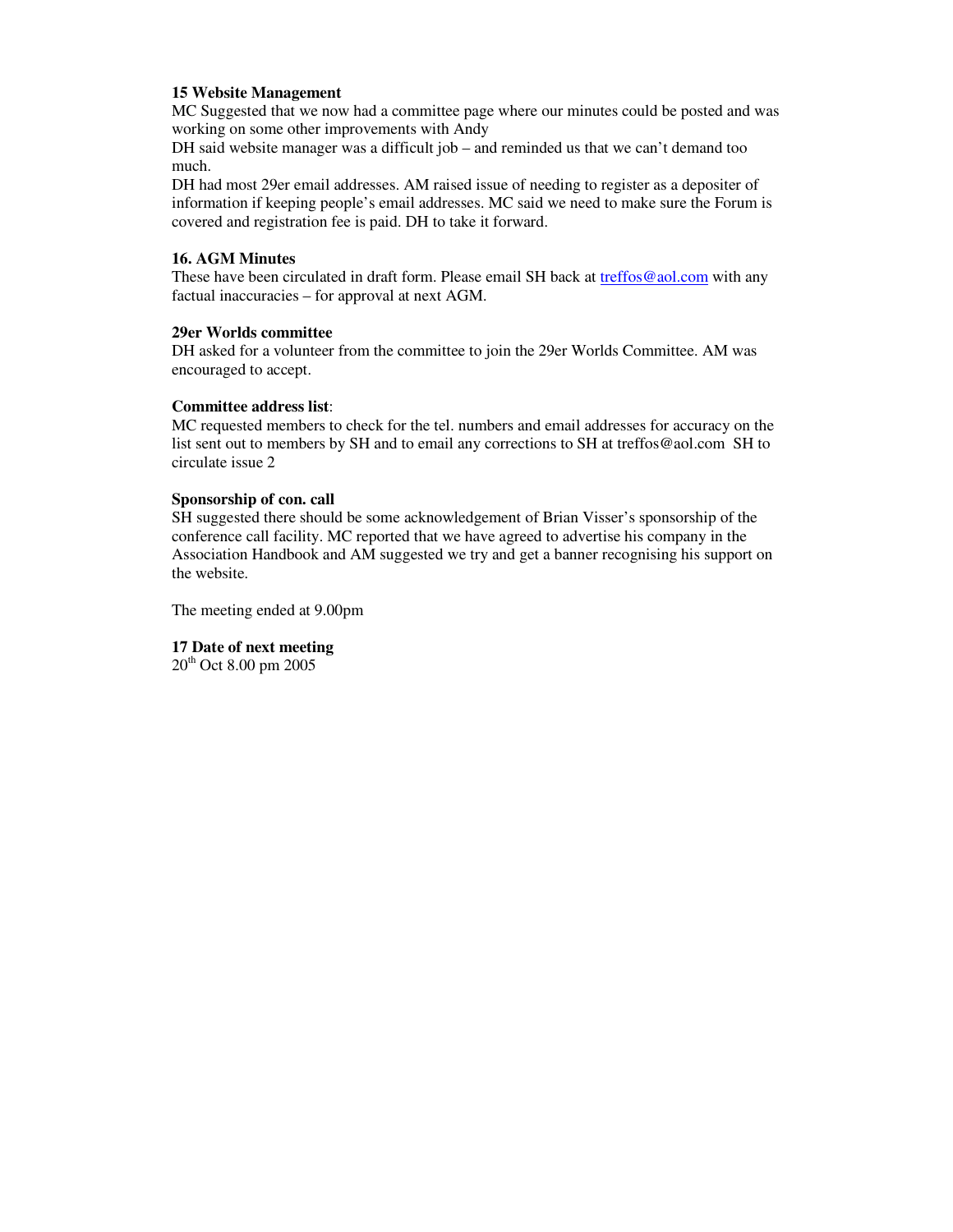**15 Website Management**

MC Suggested that we now had a committee page where our minutes could be posted and was working on some other improvements with Andy

DH said website manager was a difficult job – and reminded us that we can't demand too much.

DH had most 29er email addresses. AM raised issue of needing to register as a depositer of information if keeping people's email addresses. MC said we need to make sure the Forum is covered and registration fee is paid. DH to take it forward.

**16. AGM Minutes**

These have been circulated in draft form. Please email SH back at treffos@aol.com with any factual inaccuracies – for approval at next AGM.

**29er Worlds committee**

DH asked for a volunteer from the committee to join the 29er Worlds Committee. AM was encouraged to accept.

**Committee address list**:

MC requested members to check for the tel. numbers and email addresses for accuracy on the list sent out to members by SH and to email any corrections to SH at treffos@aol.com SH to circulate issue 2

**Sponsorship of con. call**

SH suggested there should be some acknowledgement of Brian Visser's sponsorship of the conference call facility. MC reported that we have agreed to advertise his company in the Association Handbook and AM suggested we try and get a banner recognising his support on the website.

The meeting ended at 9.00pm

**17 Date of next meeting**

20th Oct 8.00 pm 2005